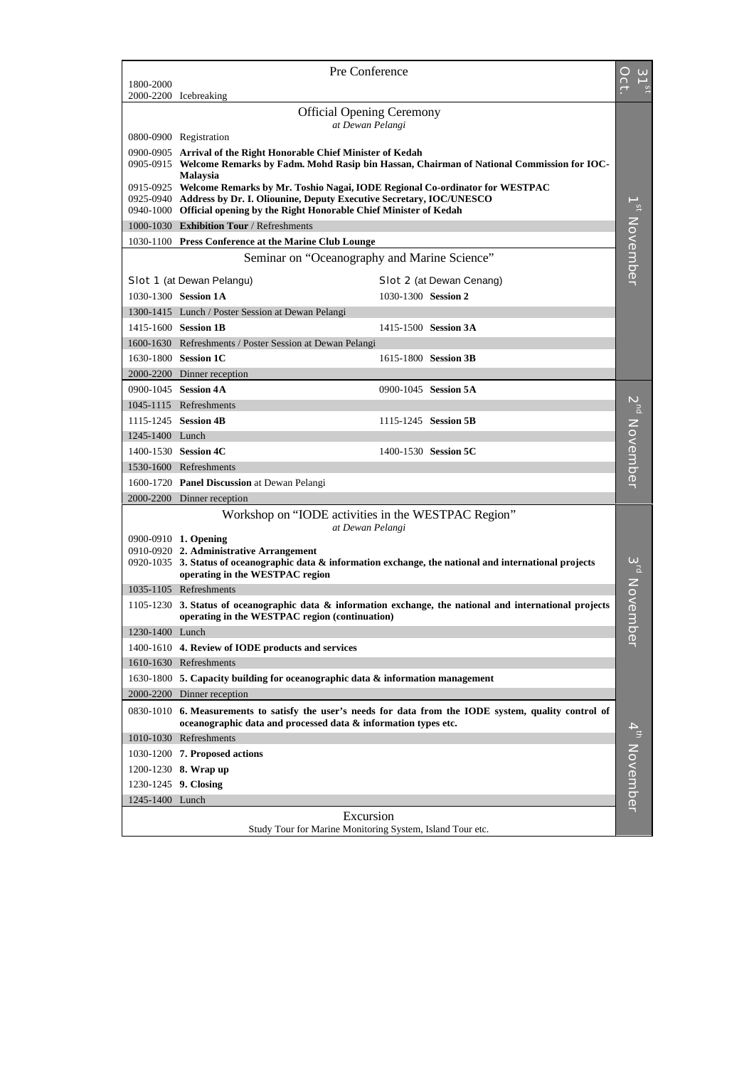| Time | Programme | Time | Programme | Date |
|---|---|---|---|---|
| | **Pre Conference** | | | 31st Oct. |
| 1800-2000 | | | | |
| 2000-2200 | Icebreaking | | | |
| | **Official Opening Ceremony** *at Dewan Pelangi* | | | 1st November |
| 0800-0900 | Registration | | | |
| 0900-0905 | **Arrival of the Right Honorable Chief Minister of Kedah** | | | |
| 0905-0915 | **Welcome Remarks by Fadm. Mohd Rasip bin Hassan, Chairman of National Commission for IOC-Malaysia** | | | |
| 0915-0925 | **Welcome Remarks by Mr. Toshio Nagai, IODE Regional Co-ordinator for WESTPAC** | | | |
| 0925-0940 | **Address by Dr. I. Oliounine, Deputy Executive Secretary, IOC/UNESCO** | | | |
| 0940-1000 | **Official opening by the Right Honorable Chief Minister of Kedah** | | | |
| 1000-1030 | **Exhibition Tour** / Refreshments | | | |
| 1030-1100 | **Press Conference at the Marine Club Lounge** | | | |
| | **Seminar on "Oceanography and Marine Science"** | | | |
| | Slot 1 (at Dewan Pelangu) | | Slot 2 (at Dewan Cenang) | |
| 1030-1300 | **Session 1A** | 1030-1300 | **Session 2** | |
| 1300-1415 | Lunch / Poster Session at Dewan Pelangi | | | |
| 1415-1600 | **Session 1B** | 1415-1500 | **Session 3A** | |
| 1600-1630 | Refreshments / Poster Session at Dewan Pelangi | | | |
| 1630-1800 | **Session 1C** | 1615-1800 | **Session 3B** | |
| 2000-2200 | Dinner reception | | | |
| 0900-1045 | **Session 4A** | 0900-1045 | **Session 5A** | 2nd November |
| 1045-1115 | Refreshments | | | |
| 1115-1245 | **Session 4B** | 1115-1245 | **Session 5B** | |
| 1245-1400 | Lunch | | | |
| 1400-1530 | **Session 4C** | 1400-1530 | **Session 5C** | |
| 1530-1600 | Refreshments | | | |
| 1600-1720 | **Panel Discussion** at Dewan Pelangi | | | |
| 2000-2200 | Dinner reception | | | |
| | **Workshop on "IODE activities in the WESTPAC Region"** *at Dewan Pelangi* | | | 3rd November |
| 0900-0910 | **1. Opening** | | | |
| 0910-0920 | **2. Administrative Arrangement** | | | |
| 0920-1035 | **3. Status of oceanographic data & information exchange, the national and international projects operating in the WESTPAC region** | | | |
| 1035-1105 | Refreshments | | | |
| 1105-1230 | **3. Status of oceanographic data & information exchange, the national and international projects operating in the WESTPAC region (continuation)** | | | |
| 1230-1400 | Lunch | | | |
| 1400-1610 | **4. Review of IODE products and services** | | | |
| 1610-1630 | Refreshments | | | |
| 1630-1800 | **5. Capacity building for oceanographic data & information management** | | | |
| 2000-2200 | Dinner reception | | | |
| 0830-1010 | **6. Measurements to satisfy the user's needs for data from the IODE system, quality control of oceanographic data and processed data & information types etc.** | | | 4th November |
| 1010-1030 | Refreshments | | | |
| 1030-1200 | **7. Proposed actions** | | | |
| 1200-1230 | **8. Wrap up** | | | |
| 1230-1245 | **9. Closing** | | | |
| 1245-1400 | Lunch | | | |
| | **Excursion** Study Tour for Marine Monitoring System, Island Tour etc. | | | |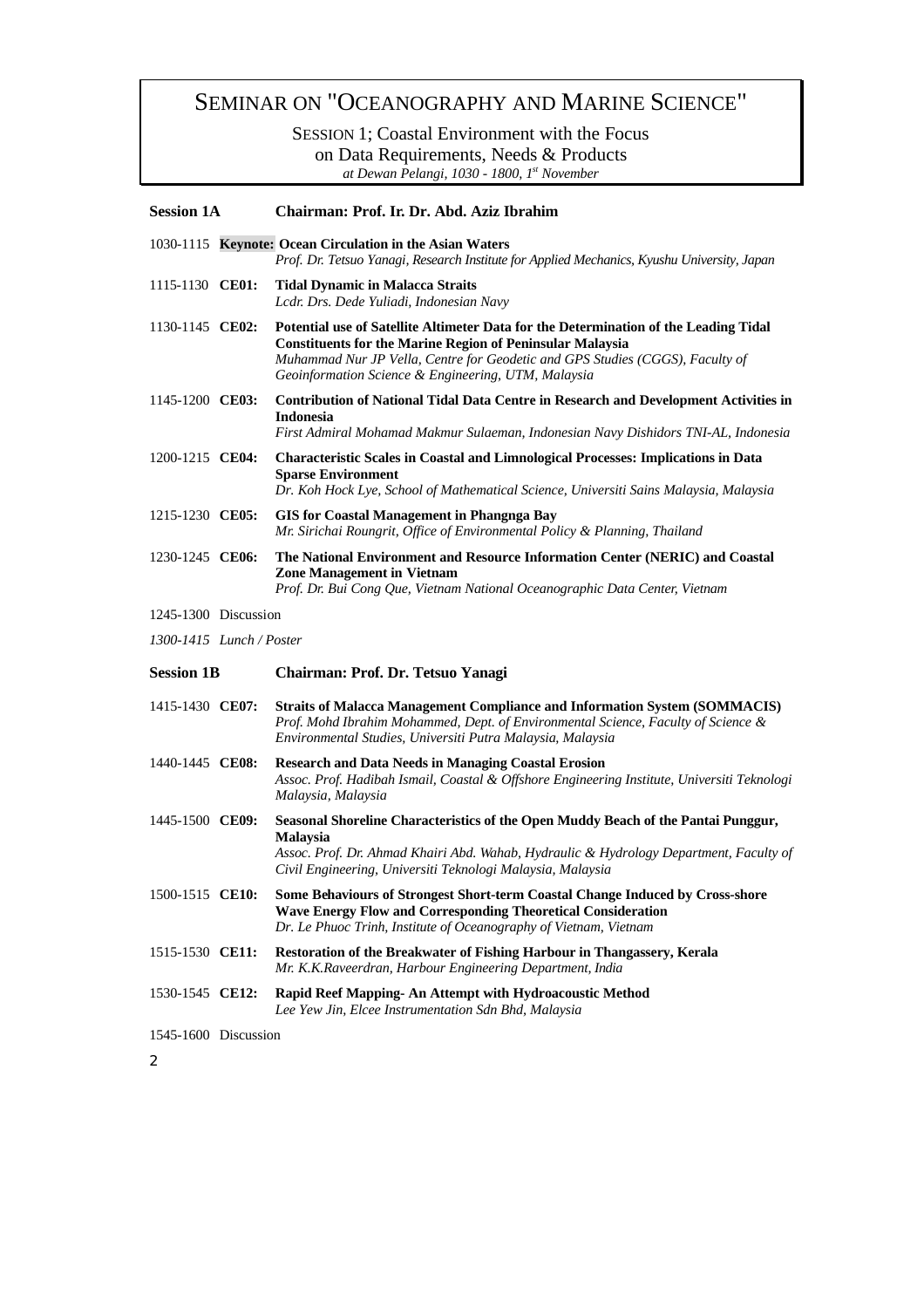# SEMINAR ON "OCEANOGRAPHY AND MARINE SCIENCE"

SESSION 1; Coastal Environment with the Focus on Data Requirements, Needs & Products

*at Dewan Pelangi, 1030 - 1800, 1st November*

## Session 1A — Chairman: Prof. Ir. Dr. Abd. Aziz Ibrahim

1030-1115 **Keynote: Ocean Circulation in the Asian Waters**
*Prof. Dr. Tetsuo Yanagi, Research Institute for Applied Mechanics, Kyushu University, Japan*

1115-1130 **CE01: Tidal Dynamic in Malacca Straits**
*Lcdr. Drs. Dede Yuliadi, Indonesian Navy*

1130-1145 **CE02: Potential use of Satellite Altimeter Data for the Determination of the Leading Tidal Constituents for the Marine Region of Peninsular Malaysia**
*Muhammad Nur JP Vella, Centre for Geodetic and GPS Studies (CGGS), Faculty of Geoinformation Science & Engineering, UTM, Malaysia*

1145-1200 **CE03: Contribution of National Tidal Data Centre in Research and Development Activities in Indonesia**
*First Admiral Mohamad Makmur Sulaeman, Indonesian Navy Dishidors TNI-AL, Indonesia*

1200-1215 **CE04: Characteristic Scales in Coastal and Limnological Processes: Implications in Data Sparse Environment**
*Dr. Koh Hock Lye, School of Mathematical Science, Universiti Sains Malaysia, Malaysia*

1215-1230 **CE05: GIS for Coastal Management in Phangnga Bay**
*Mr. Sirichai Roungrit, Office of Environmental Policy & Planning, Thailand*

1230-1245 **CE06: The National Environment and Resource Information Center (NERIC) and Coastal Zone Management in Vietnam**
*Prof. Dr. Bui Cong Que, Vietnam National Oceanographic Data Center, Vietnam*

1245-1300 Discussion

*1300-1415 Lunch / Poster*

## Session 1B — Chairman: Prof. Dr. Tetsuo Yanagi

1415-1430 **CE07: Straits of Malacca Management Compliance and Information System (SOMMACIS)**
*Prof. Mohd Ibrahim Mohammed, Dept. of Environmental Science, Faculty of Science & Environmental Studies, Universiti Putra Malaysia, Malaysia*

1440-1445 **CE08: Research and Data Needs in Managing Coastal Erosion**
*Assoc. Prof. Hadibah Ismail, Coastal & Offshore Engineering Institute, Universiti Teknologi Malaysia, Malaysia*

1445-1500 **CE09: Seasonal Shoreline Characteristics of the Open Muddy Beach of the Pantai Punggur, Malaysia**
*Assoc. Prof. Dr. Ahmad Khairi Abd. Wahab, Hydraulic & Hydrology Department, Faculty of Civil Engineering, Universiti Teknologi Malaysia, Malaysia*

1500-1515 **CE10: Some Behaviours of Strongest Short-term Coastal Change Induced by Cross-shore Wave Energy Flow and Corresponding Theoretical Consideration**
*Dr. Le Phuoc Trinh, Institute of Oceanography of Vietnam, Vietnam*

1515-1530 **CE11: Restoration of the Breakwater of Fishing Harbour in Thangassery, Kerala**
*Mr. K.K.Raveerdran, Harbour Engineering Department, India*

1530-1545 **CE12: Rapid Reef Mapping- An Attempt with Hydroacoustic Method**
*Lee Yew Jin, Elcee Instrumentation Sdn Bhd, Malaysia*

1545-1600 Discussion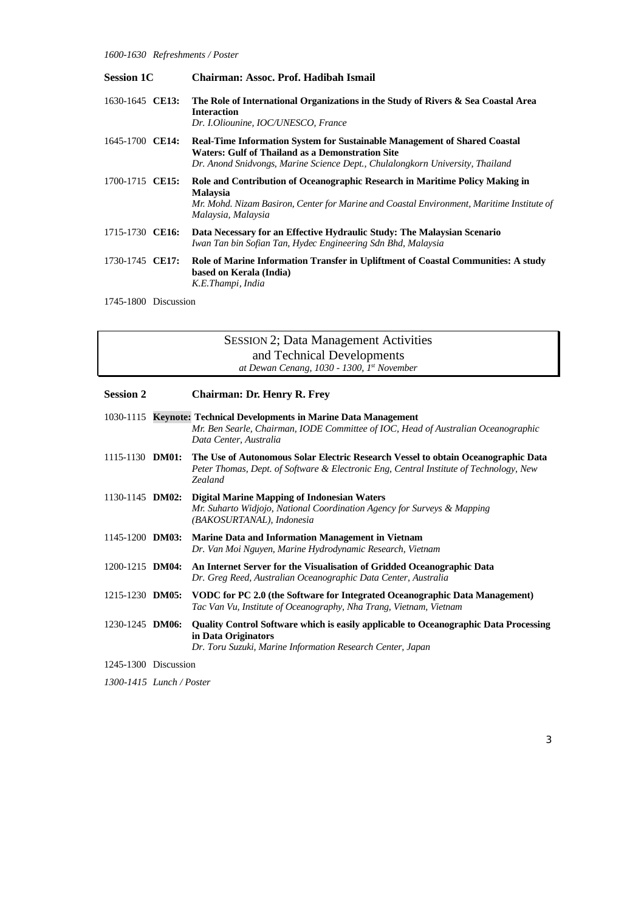*1600-1630 Refreshments / Poster*

**Session 1C** **Chairman: Assoc. Prof. Hadibah Ismail**

1630-1645 **CE13:** **The Role of International Organizations in the Study of Rivers & Sea Coastal Area Interaction**
*Dr. I.Oliounine, IOC/UNESCO, France*

1645-1700 **CE14:** **Real-Time Information System for Sustainable Management of Shared Coastal Waters: Gulf of Thailand as a Demonstration Site**
*Dr. Anond Snidvongs, Marine Science Dept., Chulalongkorn University, Thailand*

1700-1715 **CE15:** **Role and Contribution of Oceanographic Research in Maritime Policy Making in Malaysia**
*Mr. Mohd. Nizam Basiron, Center for Marine and Coastal Environment, Maritime Institute of Malaysia, Malaysia*

1715-1730 **CE16:** **Data Necessary for an Effective Hydraulic Study: The Malaysian Scenario**
*Iwan Tan bin Sofian Tan, Hydec Engineering Sdn Bhd, Malaysia*

1730-1745 **CE17:** **Role of Marine Information Transfer in Upliftment of Coastal Communities: A study based on Kerala (India)**
*K.E.Thampi, India*

1745-1800 Discussion

## SESSION 2; Data Management Activities and Technical Developments

*at Dewan Cenang, 1030 - 1300, 1st November*

**Session 2** **Chairman: Dr. Henry R. Frey**

1030-1115 **Keynote:** **Technical Developments in Marine Data Management**
*Mr. Ben Searle, Chairman, IODE Committee of IOC, Head of Australian Oceanographic Data Center, Australia*

1115-1130 **DM01:** **The Use of Autonomous Solar Electric Research Vessel to obtain Oceanographic Data**
*Peter Thomas, Dept. of Software & Electronic Eng, Central Institute of Technology, New Zealand*

1130-1145 **DM02:** **Digital Marine Mapping of Indonesian Waters**
*Mr. Suharto Widjojo, National Coordination Agency for Surveys & Mapping (BAKOSURTANAL), Indonesia*

1145-1200 **DM03:** **Marine Data and Information Management in Vietnam**
*Dr. Van Moi Nguyen, Marine Hydrodynamic Research, Vietnam*

1200-1215 **DM04:** **An Internet Server for the Visualisation of Gridded Oceanographic Data**
*Dr. Greg Reed, Australian Oceanographic Data Center, Australia*

1215-1230 **DM05:** **VODC for PC 2.0 (the Software for Integrated Oceanographic Data Management)**
*Tac Van Vu, Institute of Oceanography, Nha Trang, Vietnam, Vietnam*

1230-1245 **DM06:** **Quality Control Software which is easily applicable to Oceanographic Data Processing in Data Originators**
*Dr. Toru Suzuki, Marine Information Research Center, Japan*

1245-1300 Discussion

*1300-1415 Lunch / Poster*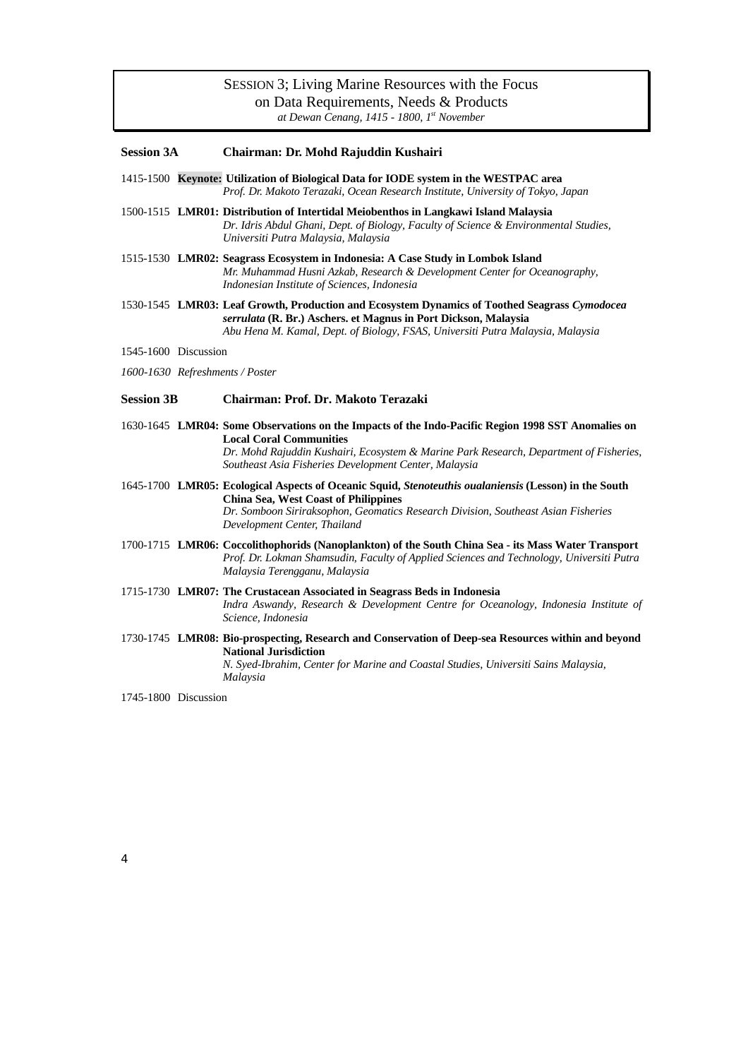## SESSION 3; Living Marine Resources with the Focus on Data Requirements, Needs & Products

*at Dewan Cenang, 1415 - 1800, 1st November*

### Session 3A — Chairman: Dr. Mohd Rajuddin Kushairi

1415-1500 **Keynote: Utilization of Biological Data for IODE system in the WESTPAC area**
*Prof. Dr. Makoto Terazaki, Ocean Research Institute, University of Tokyo, Japan*

1500-1515 **LMR01: Distribution of Intertidal Meiobenthos in Langkawi Island Malaysia**
*Dr. Idris Abdul Ghani, Dept. of Biology, Faculty of Science & Environmental Studies, Universiti Putra Malaysia, Malaysia*

1515-1530 **LMR02: Seagrass Ecosystem in Indonesia: A Case Study in Lombok Island**
*Mr. Muhammad Husni Azkab, Research & Development Center for Oceanography, Indonesian Institute of Sciences, Indonesia*

1530-1545 **LMR03: Leaf Growth, Production and Ecosystem Dynamics of Toothed Seagrass *Cymodocea serrulata* (R. Br.) Aschers. et Magnus in Port Dickson, Malaysia**
*Abu Hena M. Kamal, Dept. of Biology, FSAS, Universiti Putra Malaysia, Malaysia*

1545-1600 Discussion

*1600-1630 Refreshments / Poster*

### Session 3B — Chairman: Prof. Dr. Makoto Terazaki

1630-1645 **LMR04: Some Observations on the Impacts of the Indo-Pacific Region 1998 SST Anomalies on Local Coral Communities**
*Dr. Mohd Rajuddin Kushairi, Ecosystem & Marine Park Research, Department of Fisheries, Southeast Asia Fisheries Development Center, Malaysia*

1645-1700 **LMR05: Ecological Aspects of Oceanic Squid, *Stenoteuthis oualaniensis* (Lesson) in the South China Sea, West Coast of Philippines**
*Dr. Somboon Siriraksophon, Geomatics Research Division, Southeast Asian Fisheries Development Center, Thailand*

1700-1715 **LMR06: Coccolithophorids (Nanoplankton) of the South China Sea - its Mass Water Transport**
*Prof. Dr. Lokman Shamsudin, Faculty of Applied Sciences and Technology, Universiti Putra Malaysia Terengganu, Malaysia*

1715-1730 **LMR07: The Crustacean Associated in Seagrass Beds in Indonesia**
*Indra Aswandy, Research & Development Centre for Oceanology, Indonesia Institute of Science, Indonesia*

1730-1745 **LMR08: Bio-prospecting, Research and Conservation of Deep-sea Resources within and beyond National Jurisdiction**
*N. Syed-Ibrahim, Center for Marine and Coastal Studies, Universiti Sains Malaysia, Malaysia*

1745-1800 Discussion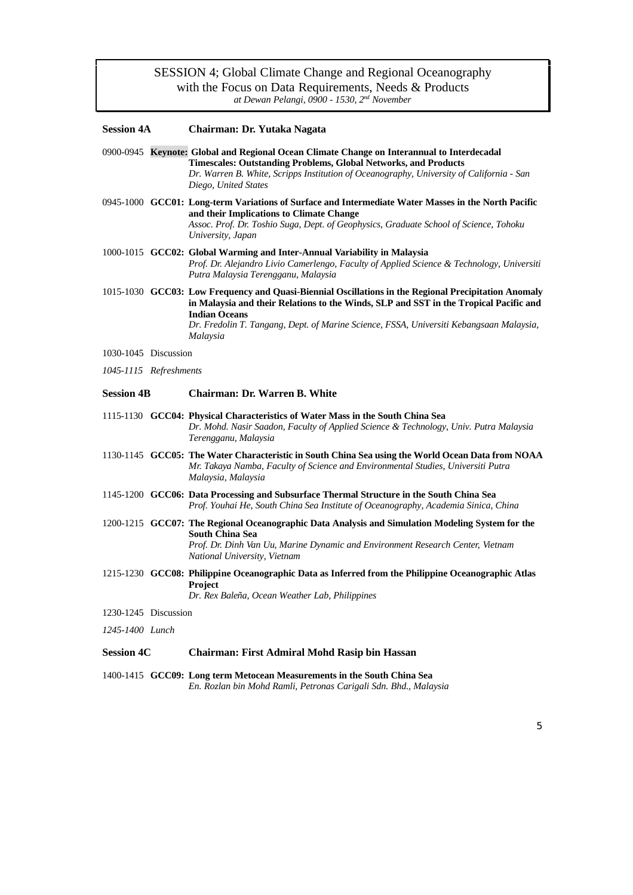# SESSION 4; Global Climate Change and Regional Oceanography with the Focus on Data Requirements, Needs & Products

*at Dewan Pelangi, 0900 - 1530, 2nd November*

## Session 4A — Chairman: Dr. Yutaka Nagata

0900-0945 **Keynote: Global and Regional Ocean Climate Change on Interannual to Interdecadal Timescales: Outstanding Problems, Global Networks, and Products**
*Dr. Warren B. White, Scripps Institution of Oceanography, University of California - San Diego, United States*

0945-1000 **GCC01: Long-term Variations of Surface and Intermediate Water Masses in the North Pacific and their Implications to Climate Change**
*Assoc. Prof. Dr. Toshio Suga, Dept. of Geophysics, Graduate School of Science, Tohoku University, Japan*

1000-1015 **GCC02: Global Warming and Inter-Annual Variability in Malaysia**
*Prof. Dr. Alejandro Livio Camerlengo, Faculty of Applied Science & Technology, Universiti Putra Malaysia Terengganu, Malaysia*

1015-1030 **GCC03: Low Frequency and Quasi-Biennial Oscillations in the Regional Precipitation Anomaly in Malaysia and their Relations to the Winds, SLP and SST in the Tropical Pacific and Indian Oceans**
*Dr. Fredolin T. Tangang, Dept. of Marine Science, FSSA, Universiti Kebangsaan Malaysia, Malaysia*

1030-1045 Discussion

*1045-1115 Refreshments*

## Session 4B — Chairman: Dr. Warren B. White

1115-1130 **GCC04: Physical Characteristics of Water Mass in the South China Sea**
*Dr. Mohd. Nasir Saadon, Faculty of Applied Science & Technology, Univ. Putra Malaysia Terengganu, Malaysia*

1130-1145 **GCC05: The Water Characteristic in South China Sea using the World Ocean Data from NOAA**
*Mr. Takaya Namba, Faculty of Science and Environmental Studies, Universiti Putra Malaysia, Malaysia*

1145-1200 **GCC06: Data Processing and Subsurface Thermal Structure in the South China Sea**
*Prof. Youhai He, South China Sea Institute of Oceanography, Academia Sinica, China*

1200-1215 **GCC07: The Regional Oceanographic Data Analysis and Simulation Modeling System for the South China Sea**
*Prof. Dr. Dinh Van Uu, Marine Dynamic and Environment Research Center, Vietnam National University, Vietnam*

1215-1230 **GCC08: Philippine Oceanographic Data as Inferred from the Philippine Oceanographic Atlas Project**
*Dr. Rex Baleña, Ocean Weather Lab, Philippines*

1230-1245 Discussion

*1245-1400 Lunch*

## Session 4C — Chairman: First Admiral Mohd Rasip bin Hassan

1400-1415 **GCC09: Long term Metocean Measurements in the South China Sea**
*En. Rozlan bin Mohd Ramli, Petronas Carigali Sdn. Bhd., Malaysia*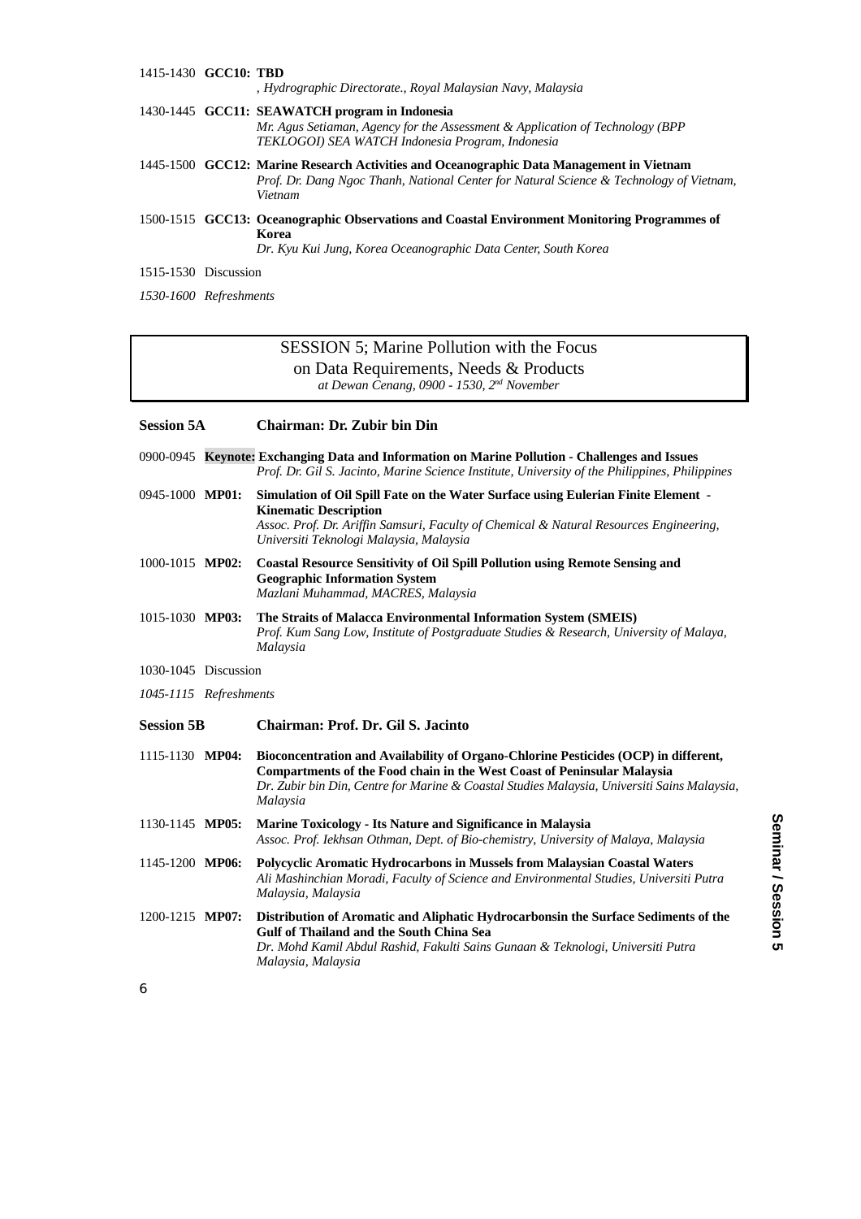1415-1430 **GCC10: TBD**
*, Hydrographic Directorate., Royal Malaysian Navy, Malaysia*

1430-1445 **GCC11: SEAWATCH program in Indonesia**
*Mr. Agus Setiaman, Agency for the Assessment & Application of Technology (BPP TEKLOGOI) SEA WATCH Indonesia Program, Indonesia*

1445-1500 **GCC12: Marine Research Activities and Oceanographic Data Management in Vietnam**
*Prof. Dr. Dang Ngoc Thanh, National Center for Natural Science & Technology of Vietnam, Vietnam*

1500-1515 **GCC13: Oceanographic Observations and Coastal Environment Monitoring Programmes of Korea**
*Dr. Kyu Kui Jung, Korea Oceanographic Data Center, South Korea*

1515-1530 Discussion

*1530-1600 Refreshments*

## SESSION 5; Marine Pollution with the Focus on Data Requirements, Needs & Products

*at Dewan Cenang, 0900 - 1530, 2nd November*

### Session 5A — Chairman: Dr. Zubir bin Din

0900-0945 **Keynote: Exchanging Data and Information on Marine Pollution - Challenges and Issues**
*Prof. Dr. Gil S. Jacinto, Marine Science Institute, University of the Philippines, Philippines*

0945-1000 **MP01: Simulation of Oil Spill Fate on the Water Surface using Eulerian Finite Element - Kinematic Description**
*Assoc. Prof. Dr. Ariffin Samsuri, Faculty of Chemical & Natural Resources Engineering, Universiti Teknologi Malaysia, Malaysia*

1000-1015 **MP02: Coastal Resource Sensitivity of Oil Spill Pollution using Remote Sensing and Geographic Information System**
*Mazlani Muhammad, MACRES, Malaysia*

1015-1030 **MP03: The Straits of Malacca Environmental Information System (SMEIS)**
*Prof. Kum Sang Low, Institute of Postgraduate Studies & Research, University of Malaya, Malaysia*

1030-1045 Discussion

*1045-1115 Refreshments*

### Session 5B — Chairman: Prof. Dr. Gil S. Jacinto

1115-1130 **MP04: Bioconcentration and Availability of Organo-Chlorine Pesticides (OCP) in different, Compartments of the Food chain in the West Coast of Peninsular Malaysia**
*Dr. Zubir bin Din, Centre for Marine & Coastal Studies Malaysia, Universiti Sains Malaysia, Malaysia*

1130-1145 **MP05: Marine Toxicology - Its Nature and Significance in Malaysia**
*Assoc. Prof. Iekhsan Othman, Dept. of Bio-chemistry, University of Malaya, Malaysia*

1145-1200 **MP06: Polycyclic Aromatic Hydrocarbons in Mussels from Malaysian Coastal Waters**
*Ali Mashinchian Moradi, Faculty of Science and Environmental Studies, Universiti Putra Malaysia, Malaysia*

1200-1215 **MP07: Distribution of Aromatic and Aliphatic Hydrocarbonsin the Surface Sediments of the Gulf of Thailand and the South China Sea**
*Dr. Mohd Kamil Abdul Rashid, Fakulti Sains Gunaan & Teknologi, Universiti Putra Malaysia, Malaysia*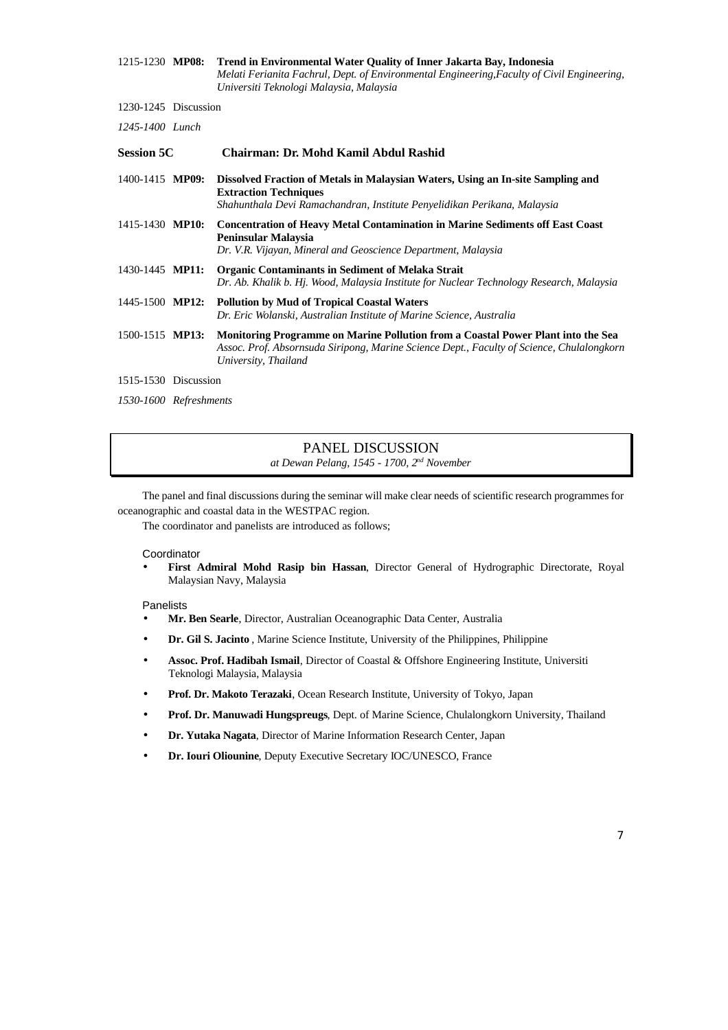1215-1230 **MP08:** **Trend in Environmental Water Quality of Inner Jakarta Bay, Indonesia**
*Melati Ferianita Fachrul, Dept. of Environmental Engineering,Faculty of Civil Engineering, Universiti Teknologi Malaysia, Malaysia*

1230-1245 Discussion

*1245-1400 Lunch*

**Session 5C** **Chairman: Dr. Mohd Kamil Abdul Rashid**

1400-1415 **MP09:** **Dissolved Fraction of Metals in Malaysian Waters, Using an In-site Sampling and Extraction Techniques**
*Shahunthala Devi Ramachandran, Institute Penyelidikan Perikana, Malaysia*

1415-1430 **MP10:** **Concentration of Heavy Metal Contamination in Marine Sediments off East Coast Peninsular Malaysia**
*Dr. V.R. Vijayan, Mineral and Geoscience Department, Malaysia*

1430-1445 **MP11:** **Organic Contaminants in Sediment of Melaka Strait**
*Dr. Ab. Khalik b. Hj. Wood, Malaysia Institute for Nuclear Technology Research, Malaysia*

1445-1500 **MP12:** **Pollution by Mud of Tropical Coastal Waters**
*Dr. Eric Wolanski, Australian Institute of Marine Science, Australia*

1500-1515 **MP13:** **Monitoring Programme on Marine Pollution from a Coastal Power Plant into the Sea**
*Assoc. Prof. Absornsuda Siripong, Marine Science Dept., Faculty of Science, Chulalongkorn University, Thailand*

1515-1530 Discussion

*1530-1600 Refreshments*

## PANEL DISCUSSION

*at Dewan Pelang, 1545 - 1700, 2nd November*

The panel and final discussions during the seminar will make clear needs of scientific research programmes for oceanographic and coastal data in the WESTPAC region.

The coordinator and panelists are introduced as follows;

Coordinator

- **First Admiral Mohd Rasip bin Hassan**, Director General of Hydrographic Directorate, Royal Malaysian Navy, Malaysia

Panelists

- **Mr. Ben Searle**, Director, Australian Oceanographic Data Center, Australia
- **Dr. Gil S. Jacinto** , Marine Science Institute, University of the Philippines, Philippine
- **Assoc. Prof. Hadibah Ismail**, Director of Coastal & Offshore Engineering Institute, Universiti Teknologi Malaysia, Malaysia
- **Prof. Dr. Makoto Terazaki**, Ocean Research Institute, University of Tokyo, Japan
- **Prof. Dr. Manuwadi Hungspreugs**, Dept. of Marine Science, Chulalongkorn University, Thailand
- **Dr. Yutaka Nagata**, Director of Marine Information Research Center, Japan
- **Dr. Iouri Oliounine**, Deputy Executive Secretary IOC/UNESCO, France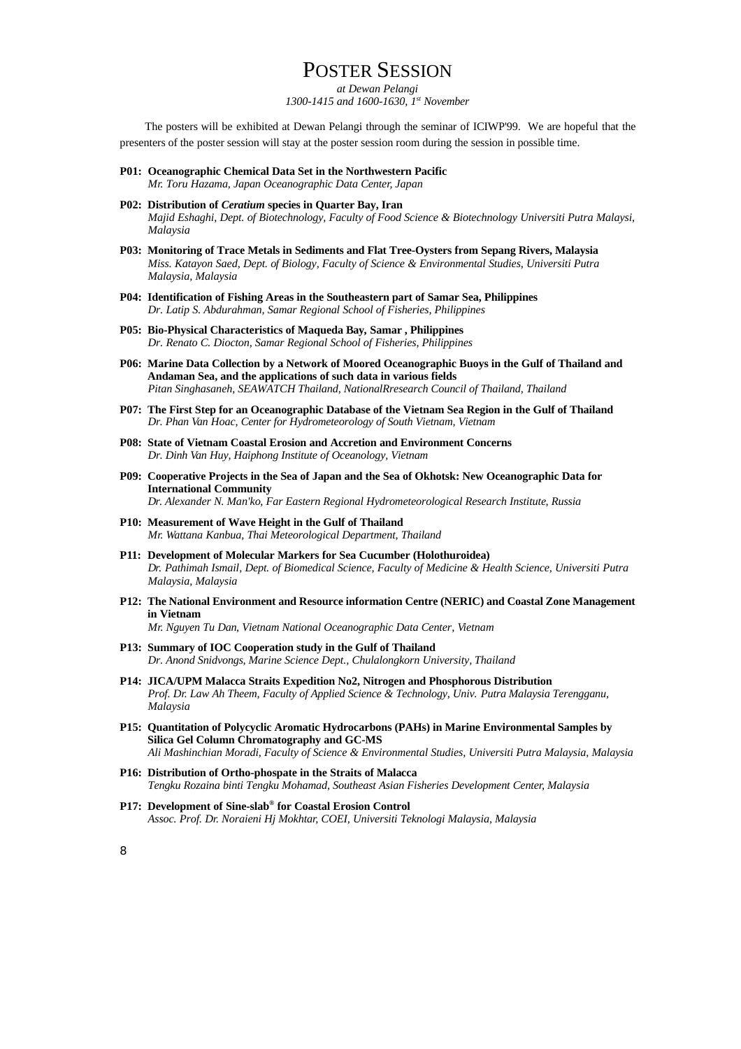# POSTER SESSION

*at Dewan Pelangi*
*1300-1415 and 1600-1630, 1st November*

The posters will be exhibited at Dewan Pelangi through the seminar of ICIWP'99. We are hopeful that the presenters of the poster session will stay at the poster session room during the session in possible time.

**P01: Oceanographic Chemical Data Set in the Northwestern Pacific**
*Mr. Toru Hazama, Japan Oceanographic Data Center, Japan*

**P02: Distribution of *Ceratium* species in Quarter Bay, Iran**
*Majid Eshaghi, Dept. of Biotechnology, Faculty of Food Science & Biotechnology Universiti Putra Malaysi, Malaysia*

**P03: Monitoring of Trace Metals in Sediments and Flat Tree-Oysters from Sepang Rivers, Malaysia**
*Miss. Katayon Saed, Dept. of Biology, Faculty of Science & Environmental Studies, Universiti Putra Malaysia, Malaysia*

**P04: Identification of Fishing Areas in the Southeastern part of Samar Sea, Philippines**
*Dr. Latip S. Abdurahman, Samar Regional School of Fisheries, Philippines*

**P05: Bio-Physical Characteristics of Maqueda Bay, Samar , Philippines**
*Dr. Renato C. Diocton, Samar Regional School of Fisheries, Philippines*

**P06: Marine Data Collection by a Network of Moored Oceanographic Buoys in the Gulf of Thailand and Andaman Sea, and the applications of such data in various fields**
*Pitan Singhasaneh, SEAWATCH Thailand, NationalRresearch Council of Thailand, Thailand*

**P07: The First Step for an Oceanographic Database of the Vietnam Sea Region in the Gulf of Thailand**
*Dr. Phan Van Hoac, Center for Hydrometeorology of South Vietnam, Vietnam*

**P08: State of Vietnam Coastal Erosion and Accretion and Environment Concerns**
*Dr. Dinh Van Huy, Haiphong Institute of Oceanology, Vietnam*

**P09: Cooperative Projects in the Sea of Japan and the Sea of Okhotsk: New Oceanographic Data for International Community**
*Dr. Alexander N. Man'ko, Far Eastern Regional Hydrometeorological Research Institute, Russia*

**P10: Measurement of Wave Height in the Gulf of Thailand**
*Mr. Wattana Kanbua, Thai Meteorological Department, Thailand*

**P11: Development of Molecular Markers for Sea Cucumber (Holothuroidea)**
*Dr. Pathimah Ismail, Dept. of Biomedical Science, Faculty of Medicine & Health Science, Universiti Putra Malaysia, Malaysia*

**P12: The National Environment and Resource information Centre (NERIC) and Coastal Zone Management in Vietnam**
*Mr. Nguyen Tu Dan, Vietnam National Oceanographic Data Center, Vietnam*

**P13: Summary of IOC Cooperation study in the Gulf of Thailand**
*Dr. Anond Snidvongs, Marine Science Dept., Chulalongkorn University, Thailand*

**P14: JICA/UPM Malacca Straits Expedition No2, Nitrogen and Phosphorous Distribution**
*Prof. Dr. Law Ah Theem, Faculty of Applied Science & Technology, Univ. Putra Malaysia Terengganu, Malaysia*

**P15: Quantitation of Polycyclic Aromatic Hydrocarbons (PAHs) in Marine Environmental Samples by Silica Gel Column Chromatography and GC-MS**
*Ali Mashinchian Moradi, Faculty of Science & Environmental Studies, Universiti Putra Malaysia, Malaysia*

**P16: Distribution of Ortho-phospate in the Straits of Malacca**
*Tengku Rozaina binti Tengku Mohamad, Southeast Asian Fisheries Development Center, Malaysia*

**P17: Development of Sine-slab® for Coastal Erosion Control**
*Assoc. Prof. Dr. Noraieni Hj Mokhtar, COEI, Universiti Teknologi Malaysia, Malaysia*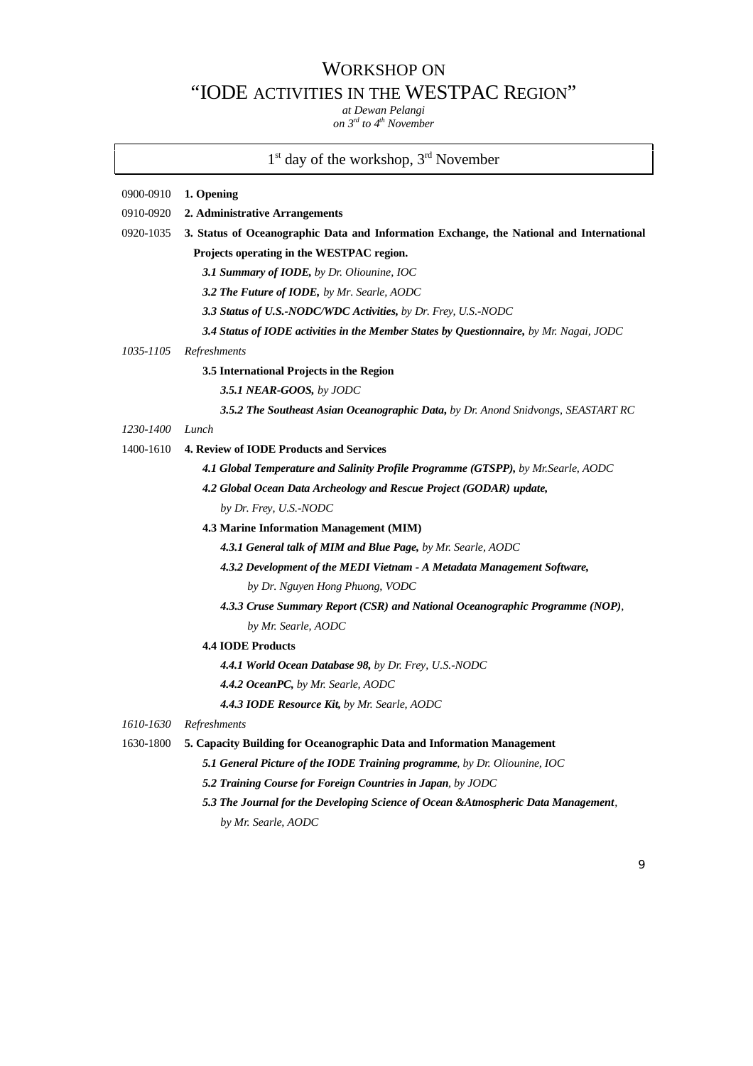# WORKSHOP ON "IODE ACTIVITIES IN THE WESTPAC REGION"

*at Dewan Pelangi*
*on 3rd to 4th November*

## 1st day of the workshop, 3rd November

0900-0910 **1. Opening**

0910-0920 **2. Administrative Arrangements**

0920-1035 **3. Status of Oceanographic Data and Information Exchange, the National and International Projects operating in the WESTPAC region.**

- ***3.1 Summary of IODE,*** *by Dr. Oliounine, IOC*
- ***3.2 The Future of IODE,*** *by Mr. Searle, AODC*
- ***3.3 Status of U.S.-NODC/WDC Activities,*** *by Dr. Frey, U.S.-NODC*
- ***3.4 Status of IODE activities in the Member States by Questionnaire,*** *by Mr. Nagai, JODC*

*1035-1105 Refreshments*

- **3.5 International Projects in the Region**
  - ***3.5.1 NEAR-GOOS,*** *by JODC*
  - ***3.5.2 The Southeast Asian Oceanographic Data,*** *by Dr. Anond Snidvongs, SEASTART RC*

*1230-1400 Lunch*

1400-1610 **4. Review of IODE Products and Services**

- ***4.1 Global Temperature and Salinity Profile Programme (GTSPP),*** *by Mr.Searle, AODC*
- ***4.2 Global Ocean Data Archeology and Rescue Project (GODAR) update,*** *by Dr. Frey, U.S.-NODC*
- **4.3 Marine Information Management (MIM)**
  - ***4.3.1 General talk of MIM and Blue Page,*** *by Mr. Searle, AODC*
  - ***4.3.2 Development of the MEDI Vietnam - A Metadata Management Software,*** *by Dr. Nguyen Hong Phuong, VODC*
  - ***4.3.3 Cruse Summary Report (CSR) and National Oceanographic Programme (NOP)****, by Mr. Searle, AODC*
- **4.4 IODE Products**
  - ***4.4.1 World Ocean Database 98,*** *by Dr. Frey, U.S.-NODC*
  - ***4.4.2 OceanPC,*** *by Mr. Searle, AODC*
  - ***4.4.3 IODE Resource Kit,*** *by Mr. Searle, AODC*

*1610-1630 Refreshments*

1630-1800 **5. Capacity Building for Oceanographic Data and Information Management**

- ***5.1 General Picture of the IODE Training programme****, by Dr. Oliounine, IOC*
- ***5.2 Training Course for Foreign Countries in Japan****, by JODC*
- ***5.3 The Journal for the Developing Science of Ocean &Atmospheric Data Management****, by Mr. Searle, AODC*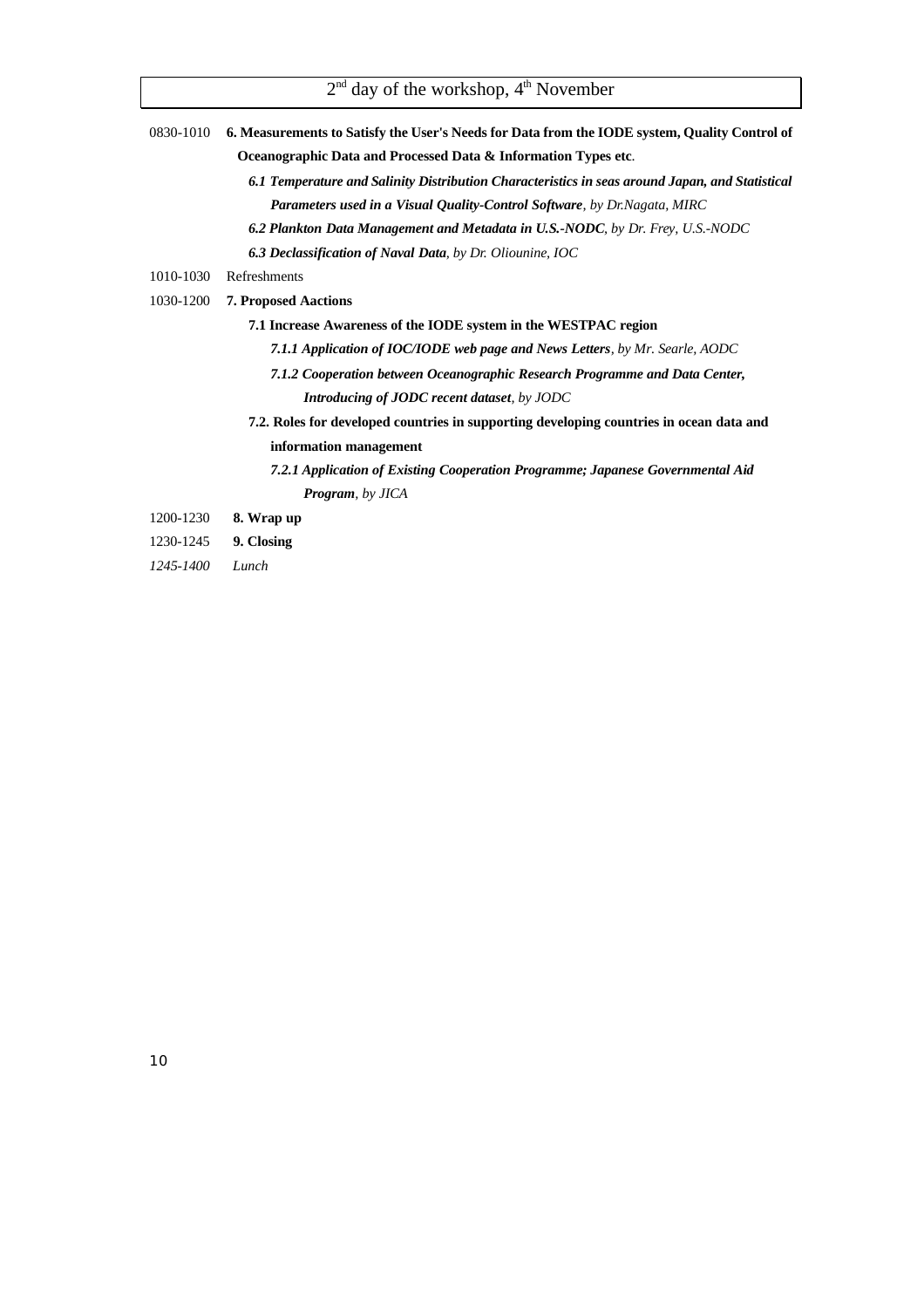## 2nd day of the workshop, 4th November

0830-1010 **6. Measurements to Satisfy the User's Needs for Data from the IODE system, Quality Control of Oceanographic Data and Processed Data & Information Types etc**.

- ***6.1 Temperature and Salinity Distribution Characteristics in seas around Japan, and Statistical Parameters used in a Visual Quality-Control Software****, by Dr.Nagata, MIRC*
- ***6.2 Plankton Data Management and Metadata in U.S.-NODC****, by Dr. Frey, U.S.-NODC*
- ***6.3 Declassification of Naval Data****, by Dr. Oliounine, IOC*

1010-1030 Refreshments

1030-1200 **7. Proposed Aactions**

- **7.1 Increase Awareness of the IODE system in the WESTPAC region**
  - ***7.1.1 Application of IOC/IODE web page and News Letters****, by Mr. Searle, AODC*
  - ***7.1.2 Cooperation between Oceanographic Research Programme and Data Center, Introducing of JODC recent dataset****, by JODC*
- **7.2. Roles for developed countries in supporting developing countries in ocean data and information management**
  - ***7.2.1 Application of Existing Cooperation Programme; Japanese Governmental Aid Program****, by JICA*

1200-1230 **8. Wrap up**

1230-1245 **9. Closing**

*1245-1400 Lunch*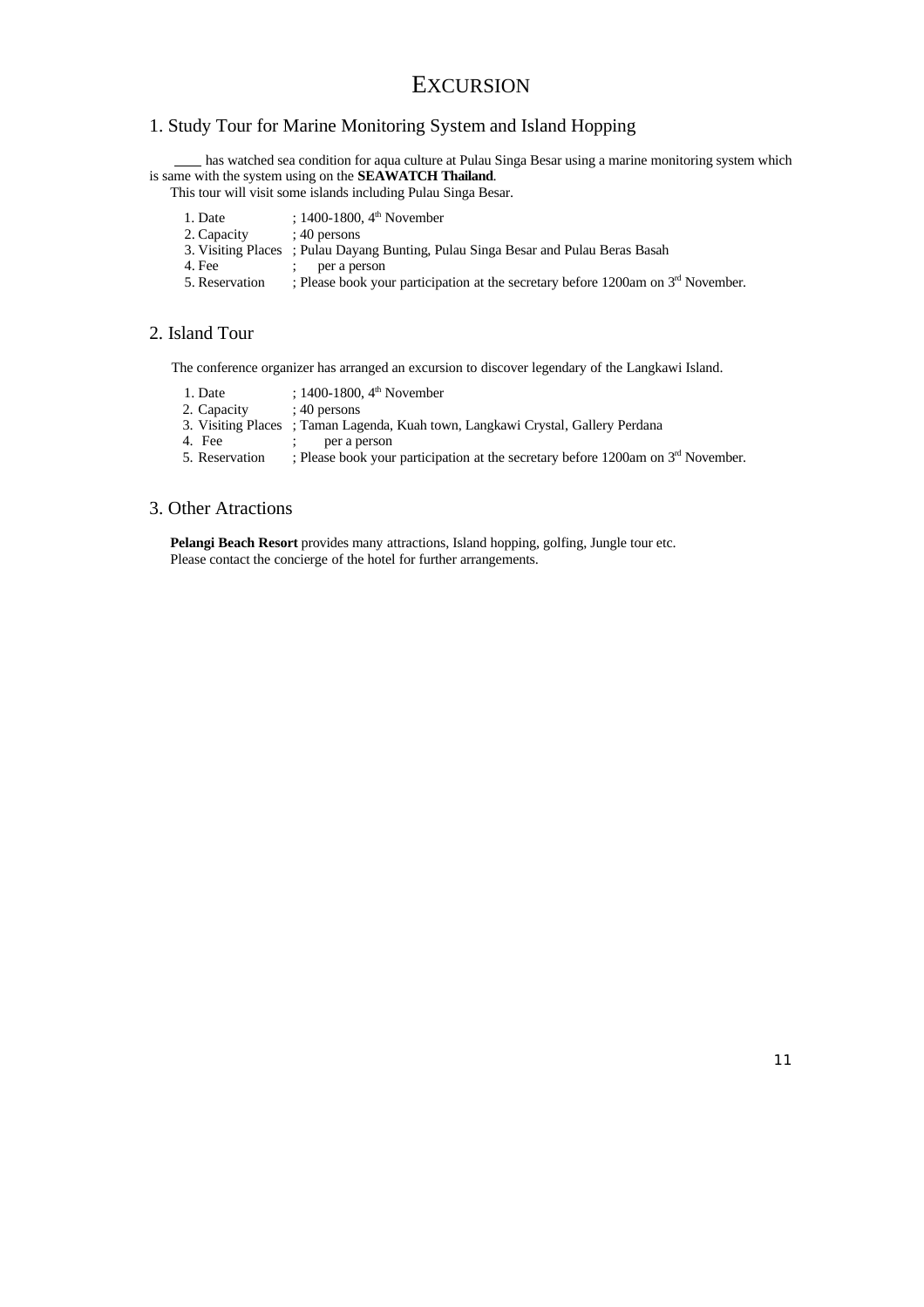# EXCURSION

## 1. Study Tour for Marine Monitoring System and Island Hopping

\_\_\_\_ has watched sea condition for aqua culture at Pulau Singa Besar using a marine monitoring system which is same with the system using on the **SEAWATCH Thailand**.

This tour will visit some islands including Pulau Singa Besar.

1. Date ; 1400-1800, 4th November
2. Capacity ; 40 persons
3. Visiting Places ; Pulau Dayang Bunting, Pulau Singa Besar and Pulau Beras Basah
4. Fee ; per a person
5. Reservation ; Please book your participation at the secretary before 1200am on 3rd November.

## 2. Island Tour

The conference organizer has arranged an excursion to discover legendary of the Langkawi Island.

1. Date ; 1400-1800, 4th November
2. Capacity ; 40 persons
3. Visiting Places ; Taman Lagenda, Kuah town, Langkawi Crystal, Gallery Perdana
4. Fee ; per a person
5. Reservation ; Please book your participation at the secretary before 1200am on 3rd November.

## 3. Other Atractions

**Pelangi Beach Resort** provides many attractions, Island hopping, golfing, Jungle tour etc.
Please contact the concierge of the hotel for further arrangements.